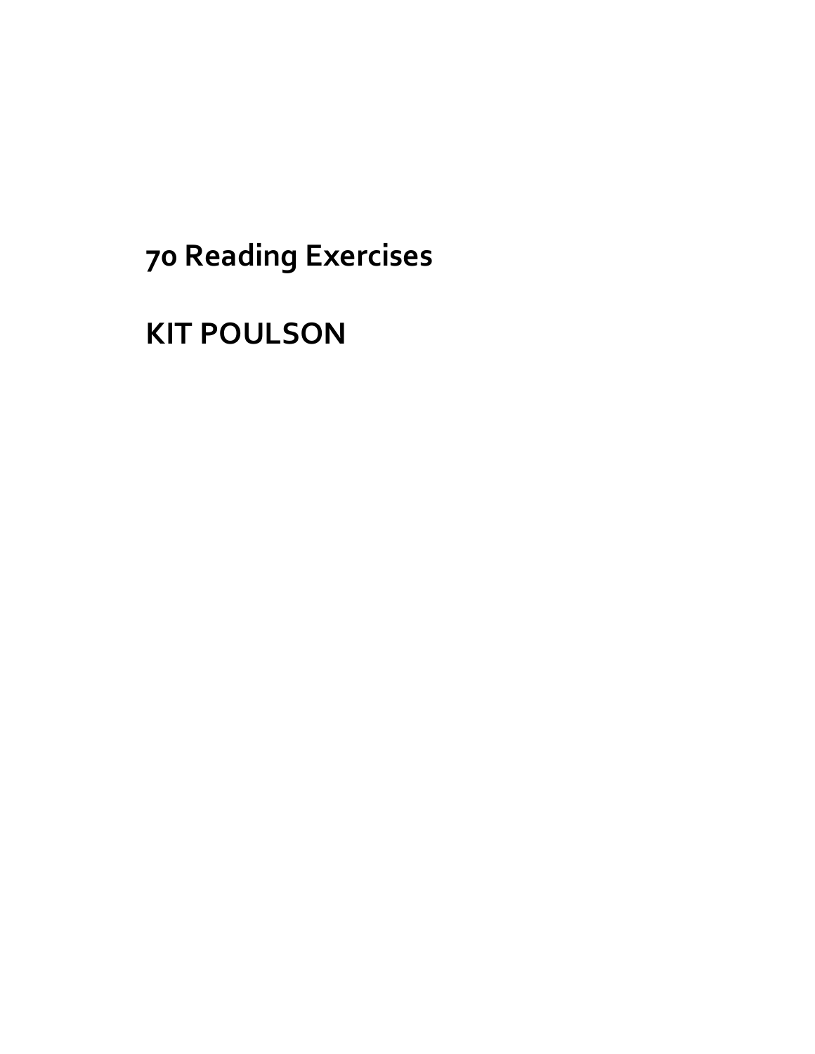# 70 Reading Exercises

# KIT POULSON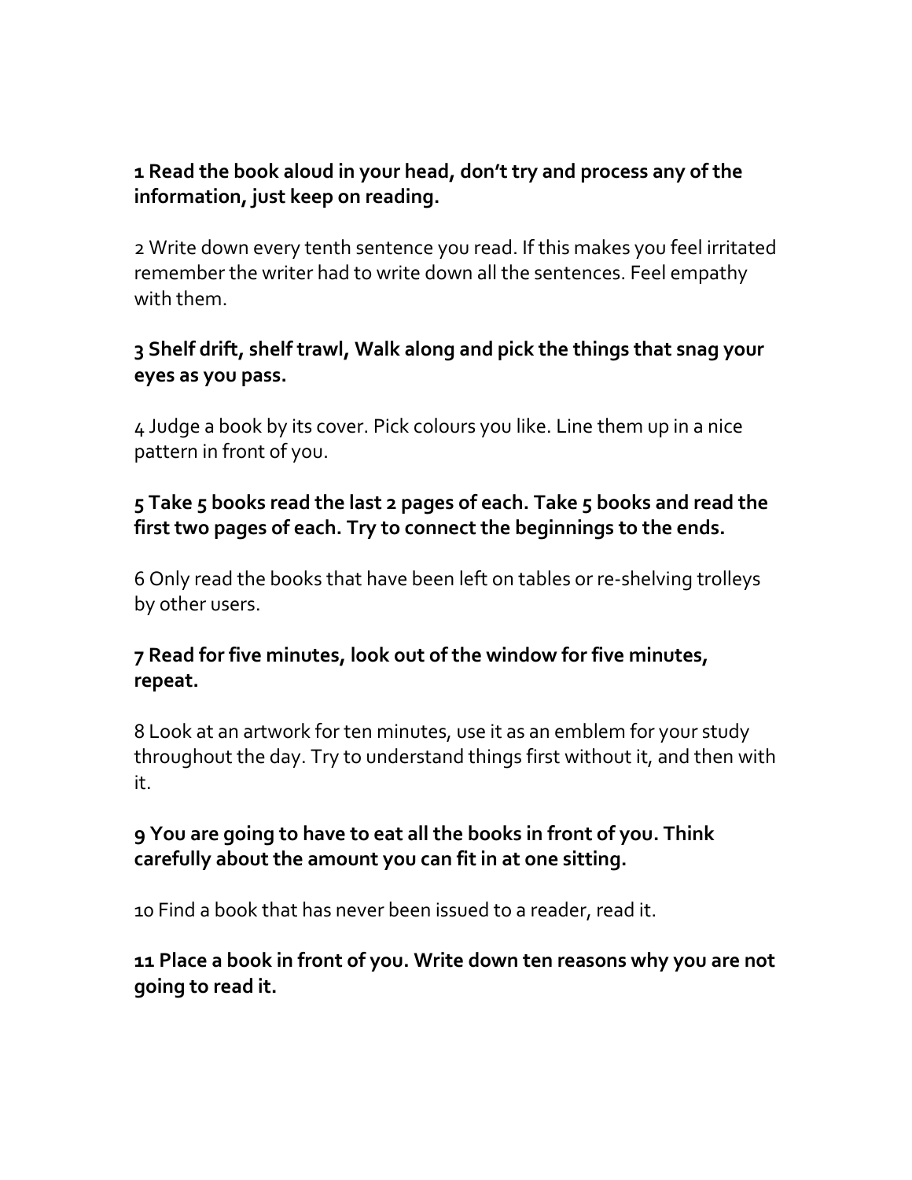**1 Read the book aloud in your head, don't try and process any of the information, just keep on reading.**

2 Write down every tenth sentence you read. If this makes you feel irritated remember the writer had to write down all the sentences. Feel empathy with them.

**3 Shelf drift, shelf trawl, Walk along and pick the things that snag your eyes as you pass.**

4 Judge a book by its cover. Pick colours you like. Line them up in a nice pattern in front of you.

**5 Take 5 books read the last 2 pages of each. Take 5 books and read the first two pages of each. Try to connect the beginnings to the ends.**

6 Only read the books that have been left on tables or re-shelving trolleys by other users.

**7 Read for five minutes, look out of the window for five minutes, repeat.**

8 Look at an artwork for ten minutes, use it as an emblem for your study throughout the day. Try to understand things first without it, and then with it.

**9 You are going to have to eat all the books in front of you. Think carefully about the amount you can fit in at one sitting.**

10 Find a book that has never been issued to a reader, read it.

**11 Place a book in front of you. Write down ten reasons why you are not going to read it.**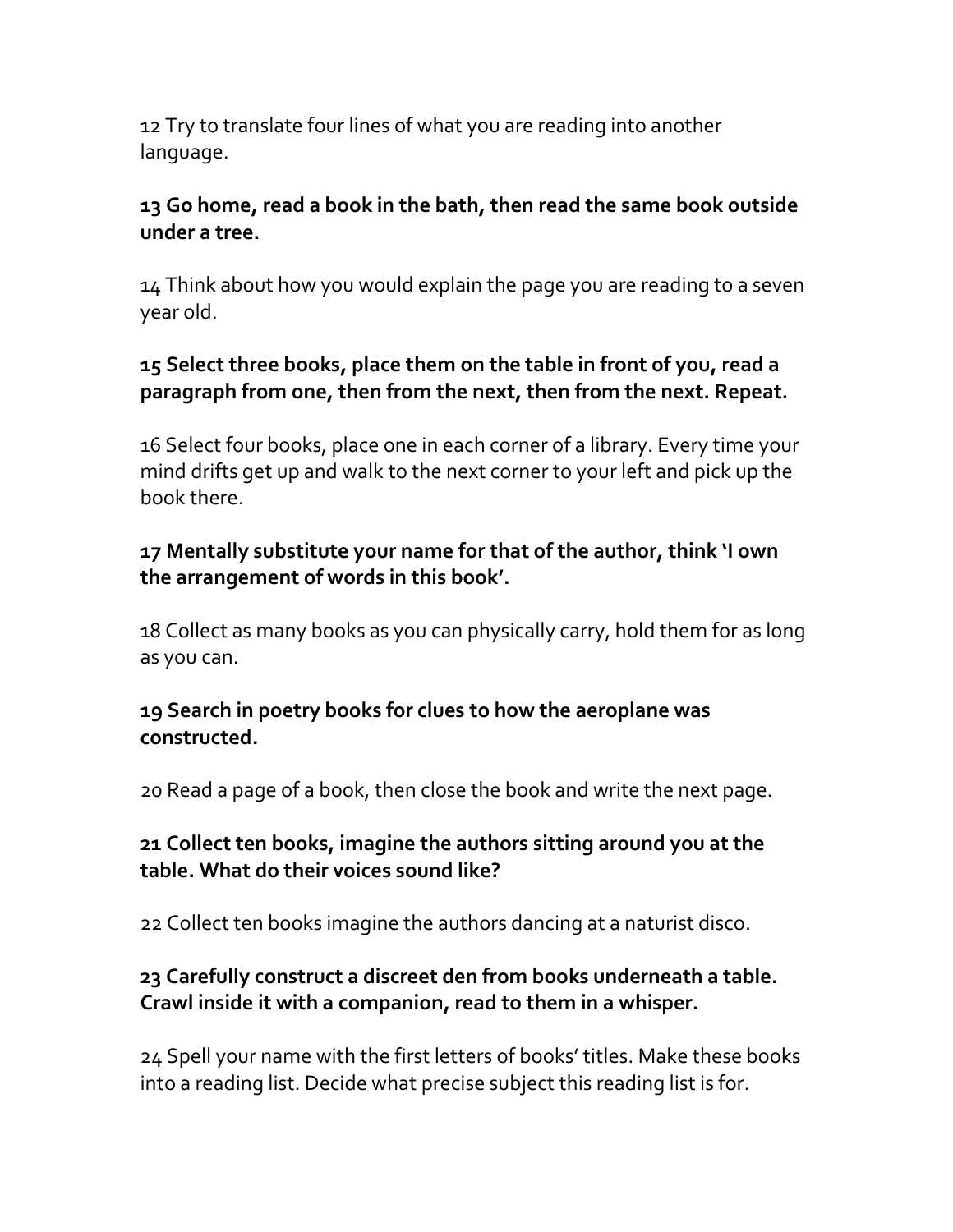12 Try to translate four lines of what you are reading into another language.

**13 Go home, read a book in the bath, then read the same book outside under a tree.**

14 Think about how you would explain the page you are reading to a seven year old.

**15 Select three books, place them on the table in front of you, read a paragraph from one, then from the next, then from the next. Repeat.**

16 Select four books, place one in each corner of a library. Every time your mind drifts get up and walk to the next corner to your left and pick up the book there.

**17 Mentally substitute your name for that of the author, think 'I own the arrangement of words in this book'.**

18 Collect as many books as you can physically carry, hold them for as long as you can.

**19 Search in poetry books for clues to how the aeroplane was constructed.**

20 Read a page of a book, then close the book and write the next page.

**21 Collect ten books, imagine the authors sitting around you at the table. What do their voices sound like?**

22 Collect ten books imagine the authors dancing at a naturist disco.

**23 Carefully construct a discreet den from books underneath a table. Crawl inside it with a companion, read to them in a whisper.**

24 Spell your name with the first letters of books' titles. Make these books into a reading list. Decide what precise subject this reading list is for.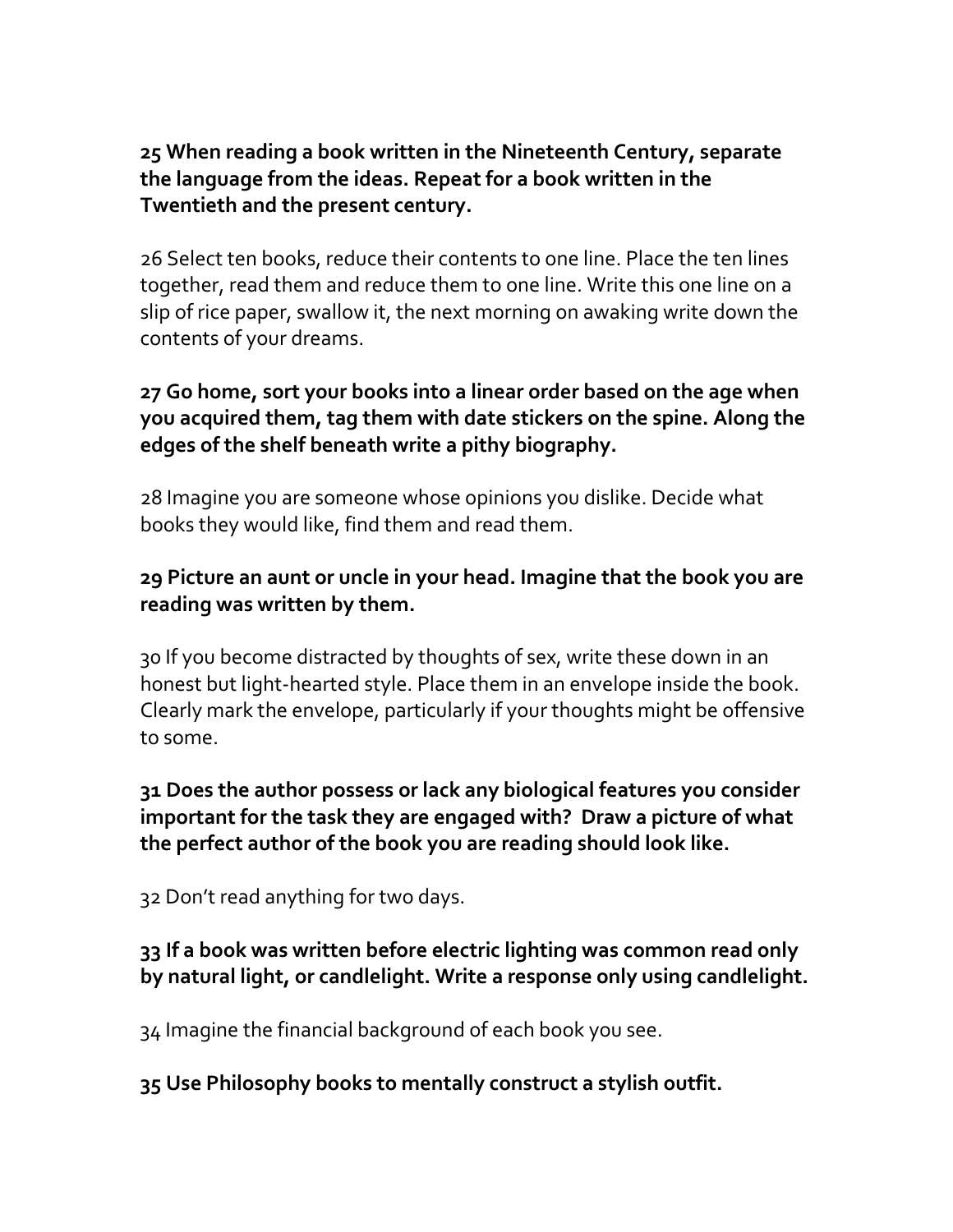**25 When reading a book written in the Nineteenth Century, separate the language from the ideas. Repeat for a book written in the Twentieth and the present century.**

26 Select ten books, reduce their contents to one line. Place the ten lines together, read them and reduce them to one line. Write this one line on a slip of rice paper, swallow it, the next morning on awaking write down the contents of your dreams.

**27 Go home, sort your books into a linear order based on the age when you acquired them, tag them with date stickers on the spine. Along the edges of the shelf beneath write a pithy biography.**

28 Imagine you are someone whose opinions you dislike. Decide what books they would like, find them and read them.

**29 Picture an aunt or uncle in your head. Imagine that the book you are reading was written by them.**

30 If you become distracted by thoughts of sex, write these down in an honest but light-hearted style. Place them in an envelope inside the book. Clearly mark the envelope, particularly if your thoughts might be offensive to some.

**31 Does the author possess or lack any biological features you consider important for the task they are engaged with? Draw a picture of what the perfect author of the book you are reading should look like.**

32 Don't read anything for two days.

**33 If a book was written before electric lighting was common read only by natural light, or candlelight. Write a response only using candlelight.**

34 Imagine the financial background of each book you see.

**35 Use Philosophy books to mentally construct a stylish outfit.**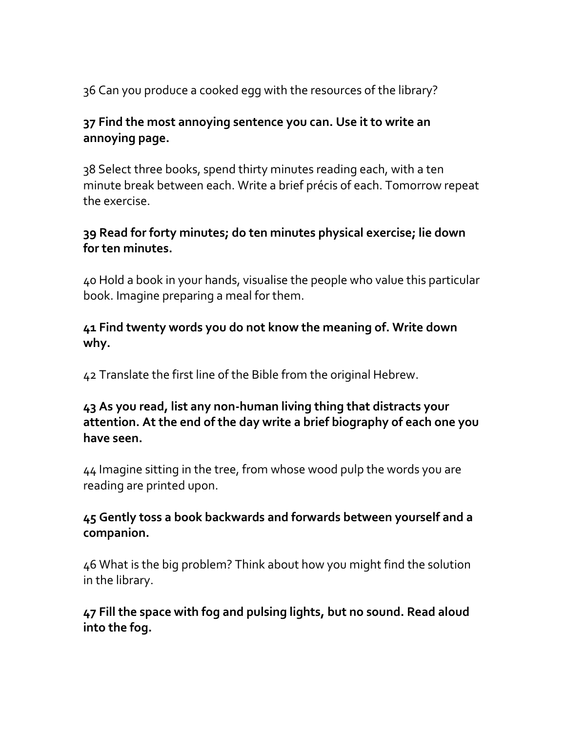36 Can you produce a cooked egg with the resources of the library?

**37 Find the most annoying sentence you can. Use it to write an annoying page.**

38 Select three books, spend thirty minutes reading each, with a ten minute break between each. Write a brief précis of each. Tomorrow repeat the exercise.

**39 Read for forty minutes; do ten minutes physical exercise; lie down for ten minutes.**

40 Hold a book in your hands, visualise the people who value this particular book. Imagine preparing a meal for them.

**41 Find twenty words you do not know the meaning of. Write down why.**

42 Translate the first line of the Bible from the original Hebrew.

**43 As you read, list any non-human living thing that distracts your attention. At the end of the day write a brief biography of each one you have seen.**

44 Imagine sitting in the tree, from whose wood pulp the words you are reading are printed upon.

**45 Gently toss a book backwards and forwards between yourself and a companion.**

46 What is the big problem? Think about how you might find the solution in the library.

**47 Fill the space with fog and pulsing lights, but no sound. Read aloud into the fog.**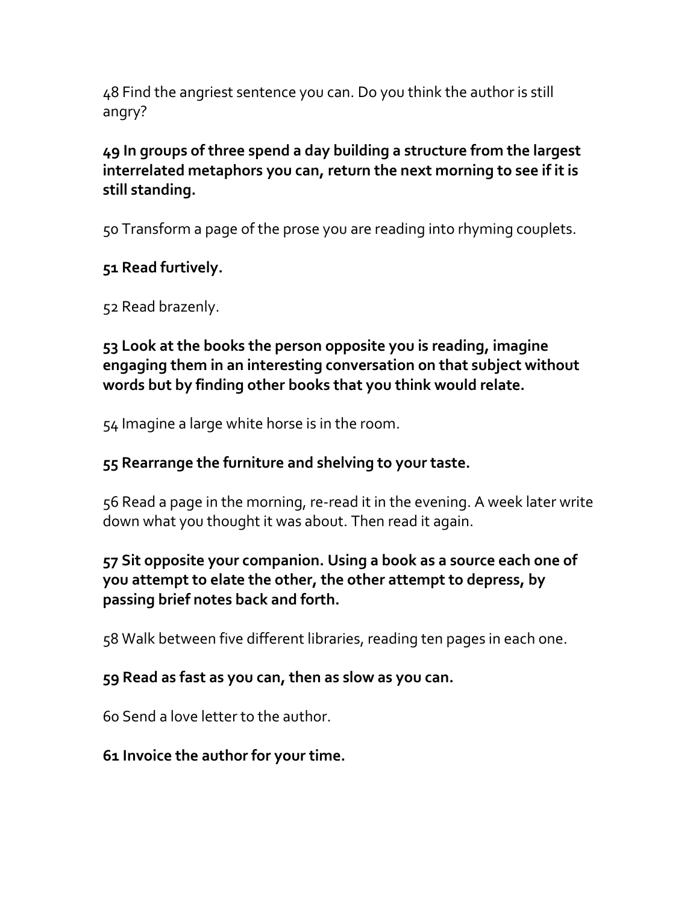48 Find the angriest sentence you can. Do you think the author is still angry?

**49 In groups of three spend a day building a structure from the largest interrelated metaphors you can, return the next morning to see if it is still standing.**

50 Transform a page of the prose you are reading into rhyming couplets.

**51 Read furtively.**

52 Read brazenly.

**53 Look at the books the person opposite you is reading, imagine engaging them in an interesting conversation on that subject without words but by finding other books that you think would relate.**

54 Imagine a large white horse is in the room.

**55 Rearrange the furniture and shelving to your taste.**

56 Read a page in the morning, re-read it in the evening. A week later write down what you thought it was about. Then read it again.

**57 Sit opposite your companion. Using a book as a source each one of you attempt to elate the other, the other attempt to depress, by passing brief notes back and forth.**

58 Walk between five different libraries, reading ten pages in each one.

**59 Read as fast as you can, then as slow as you can.**

60 Send a love letter to the author.

**61 Invoice the author for your time.**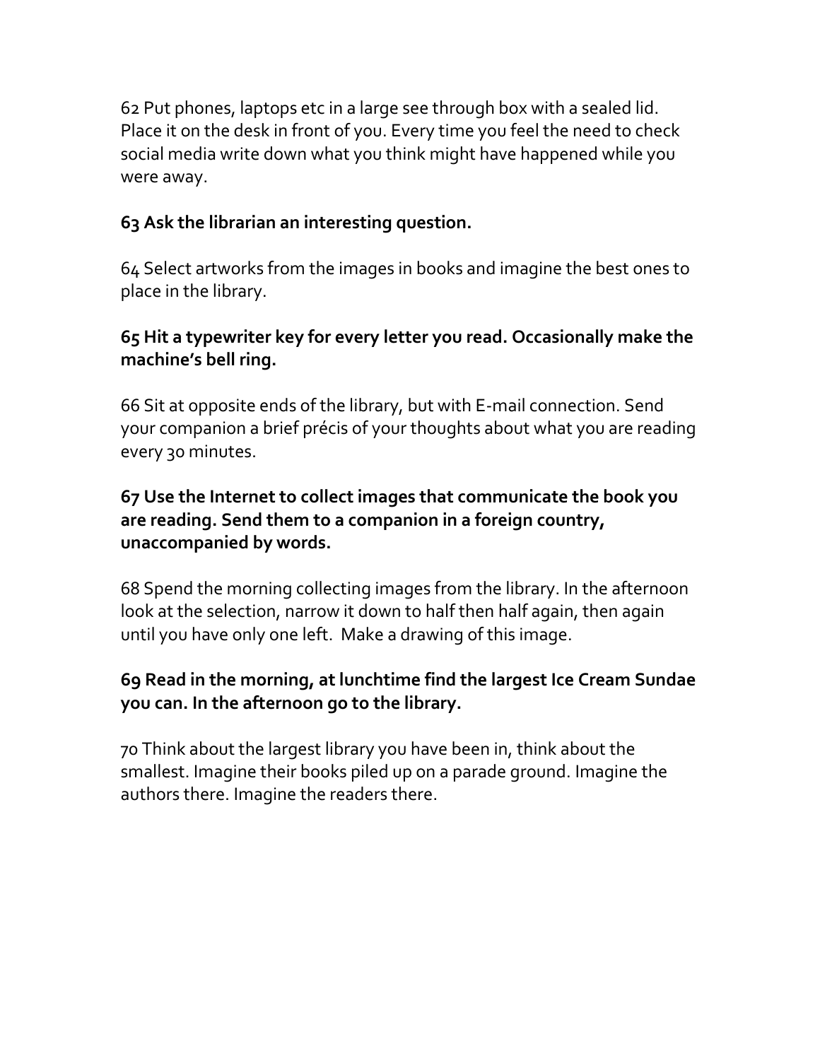62 Put phones, laptops etc in a large see through box with a sealed lid. Place it on the desk in front of you. Every time you feel the need to check social media write down what you think might have happened while you were away.

**63 Ask the librarian an interesting question.**

64 Select artworks from the images in books and imagine the best ones to place in the library.

**65 Hit a typewriter key for every letter you read. Occasionally make the machine's bell ring.**

66 Sit at opposite ends of the library, but with E-mail connection. Send your companion a brief précis of your thoughts about what you are reading every 30 minutes.

**67 Use the Internet to collect images that communicate the book you are reading. Send them to a companion in a foreign country, unaccompanied by words.**

68 Spend the morning collecting images from the library. In the afternoon look at the selection, narrow it down to half then half again, then again until you have only one left. Make a drawing of this image.

**69 Read in the morning, at lunchtime find the largest Ice Cream Sundae you can. In the afternoon go to the library.**

70 Think about the largest library you have been in, think about the smallest. Imagine their books piled up on a parade ground. Imagine the authors there. Imagine the readers there.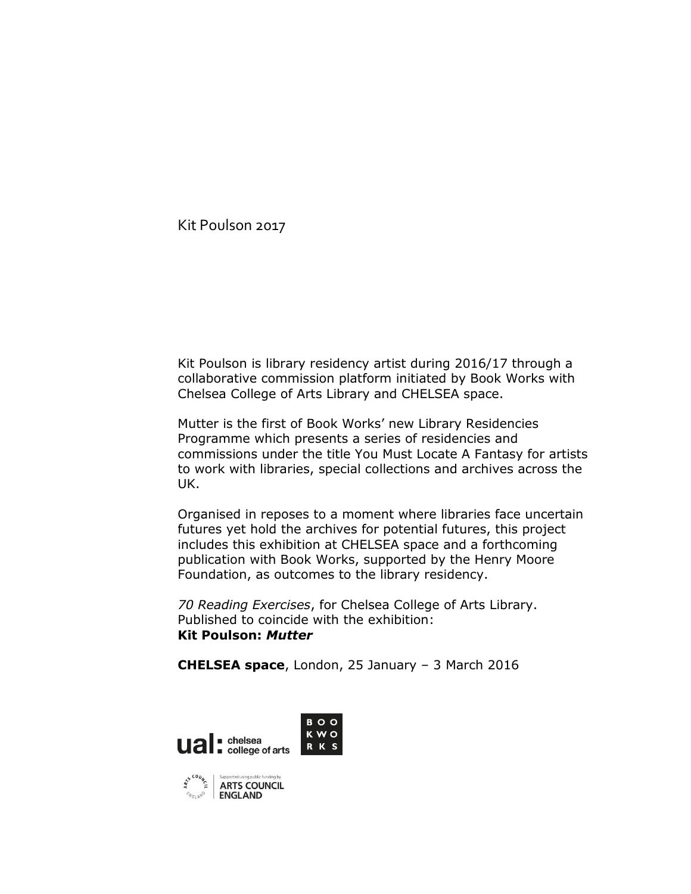Kit Poulson 2017

Kit Poulson is library residency artist during 2016/17 through a collaborative commission platform initiated by Book Works with Chelsea College of Arts Library and CHELSEA space.

Mutter is the first of Book Works' new Library Residencies Programme which presents a series of residencies and commissions under the title You Must Locate A Fantasy for artists to work with libraries, special collections and archives across the UK.

Organised in reposes to a moment where libraries face uncertain futures yet hold the archives for potential futures, this project includes this exhibition at CHELSEA space and a forthcoming publication with Book Works, supported by the Henry Moore Foundation, as outcomes to the library residency.

*70 Reading Exercises*, for Chelsea College of Arts Library.
Published to coincide with the exhibition:
**Kit Poulson: *Mutter***

**CHELSEA space**, London, 25 January – 3 March 2016

ual: chelsea college of arts

BOO
KWO
RKS

Supported using public funding by
ARTS COUNCIL
ENGLAND